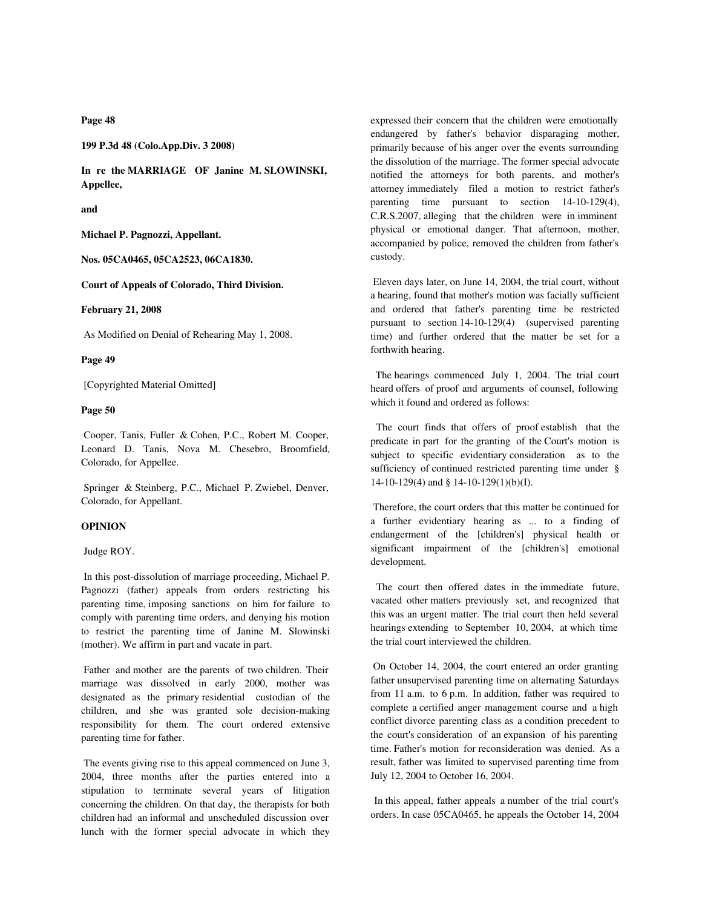**Page 48**

**199 P.3d 48 (Colo.App.Div. 3 2008)**

**In re the MARRIAGE OF Janine M. SLOWINSKI, Appellee,**

**and**

**Michael P. Pagnozzi, Appellant.**

**Nos. 05CA0465, 05CA2523, 06CA1830.**

**Court of Appeals of Colorado, Third Division.**

**February 21, 2008**

As Modified on Denial of Rehearing May 1, 2008.

**Page 49**

[Copyrighted Material Omitted]

**Page 50**

Cooper, Tanis, Fuller & Cohen, P.C., Robert M. Cooper, Leonard D. Tanis, Nova M. Chesebro, Broomfield, Colorado, for Appellee.

Springer & Steinberg, P.C., Michael P. Zwiebel, Denver, Colorado, for Appellant.

**OPINION**

Judge ROY.

In this post-dissolution of marriage proceeding, Michael P. Pagnozzi (father) appeals from orders restricting his parenting time, imposing sanctions on him for failure to comply with parenting time orders, and denying his motion to restrict the parenting time of Janine M. Slowinski (mother). We affirm in part and vacate in part.

Father and mother are the parents of two children. Their marriage was dissolved in early 2000, mother was designated as the primary residential custodian of the children, and she was granted sole decision-making responsibility for them. The court ordered extensive parenting time for father.

The events giving rise to this appeal commenced on June 3, 2004, three months after the parties entered into a stipulation to terminate several years of litigation concerning the children. On that day, the therapists for both children had an informal and unscheduled discussion over lunch with the former special advocate in which they expressed their concern that the children were emotionally endangered by father's behavior disparaging mother, primarily because of his anger over the events surrounding the dissolution of the marriage. The former special advocate notified the attorneys for both parents, and mother's attorney immediately filed a motion to restrict father's parenting time pursuant to section 14-10-129(4), C.R.S.2007, alleging that the children were in imminent physical or emotional danger. That afternoon, mother, accompanied by police, removed the children from father's custody.

Eleven days later, on June 14, 2004, the trial court, without a hearing, found that mother's motion was facially sufficient and ordered that father's parenting time be restricted pursuant to section 14-10-129(4) (supervised parenting time) and further ordered that the matter be set for a forthwith hearing.

The hearings commenced July 1, 2004. The trial court heard offers of proof and arguments of counsel, following which it found and ordered as follows:

The court finds that offers of proof establish that the predicate in part for the granting of the Court's motion is subject to specific evidentiary consideration as to the sufficiency of continued restricted parenting time under § 14-10-129(4) and § 14-10-129(1)(b)(I).

Therefore, the court orders that this matter be continued for a further evidentiary hearing as ... to a finding of endangerment of the [children's] physical health or significant impairment of the [children's] emotional development.

The court then offered dates in the immediate future, vacated other matters previously set, and recognized that this was an urgent matter. The trial court then held several hearings extending to September 10, 2004, at which time the trial court interviewed the children.

On October 14, 2004, the court entered an order granting father unsupervised parenting time on alternating Saturdays from 11 a.m. to 6 p.m. In addition, father was required to complete a certified anger management course and a high conflict divorce parenting class as a condition precedent to the court's consideration of an expansion of his parenting time. Father's motion for reconsideration was denied. As a result, father was limited to supervised parenting time from July 12, 2004 to October 16, 2004.

In this appeal, father appeals a number of the trial court's orders. In case 05CA0465, he appeals the October 14, 2004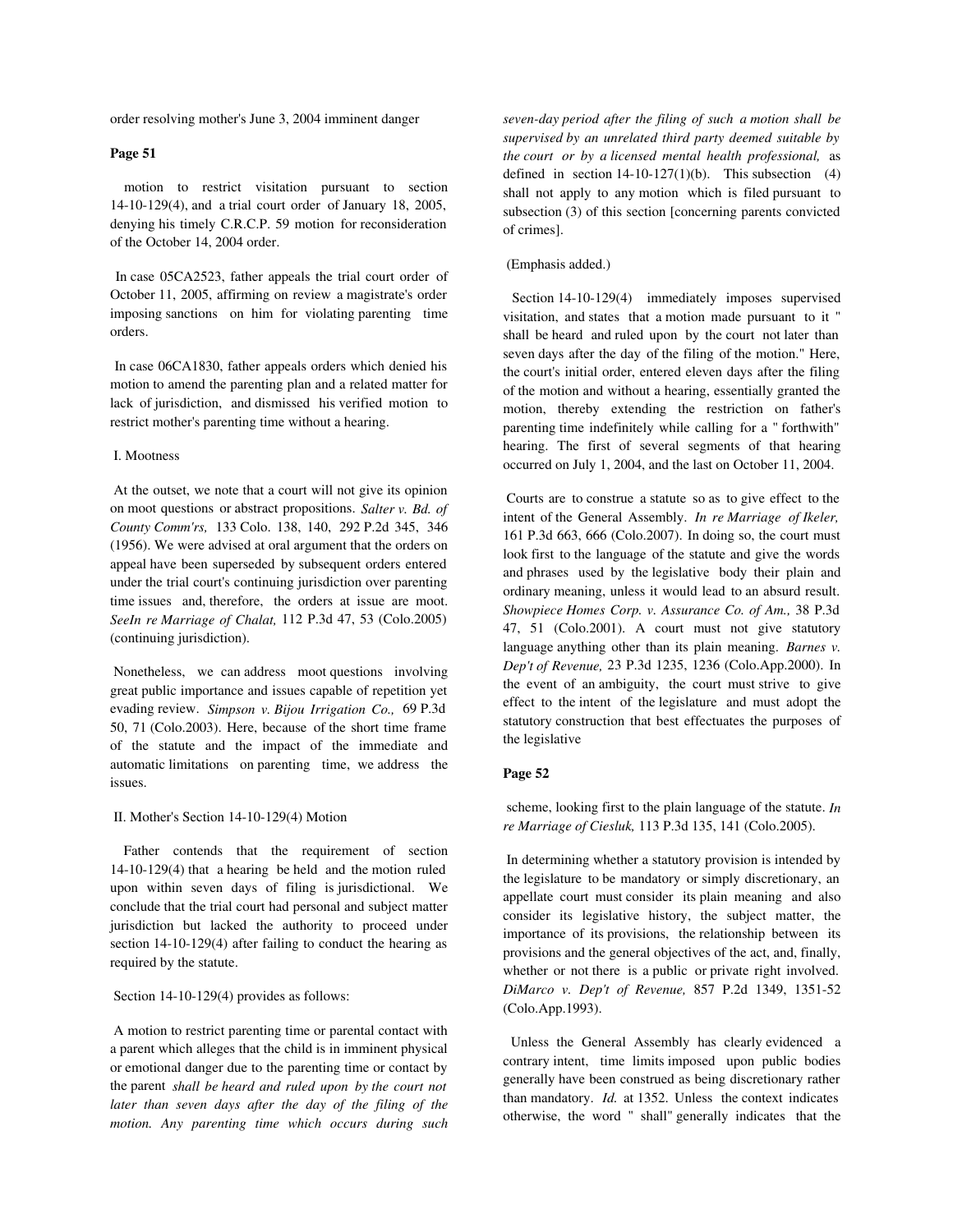order resolving mother's June 3, 2004 imminent danger

**Page 51**

motion to restrict visitation pursuant to section 14-10-129(4), and a trial court order of January 18, 2005, denying his timely C.R.C.P. 59 motion for reconsideration of the October 14, 2004 order.

In case 05CA2523, father appeals the trial court order of October 11, 2005, affirming on review a magistrate's order imposing sanctions on him for violating parenting time orders.

In case 06CA1830, father appeals orders which denied his motion to amend the parenting plan and a related matter for lack of jurisdiction, and dismissed his verified motion to restrict mother's parenting time without a hearing.

I. Mootness

At the outset, we note that a court will not give its opinion on moot questions or abstract propositions. *Salter v. Bd. of County Comm'rs,* 133 Colo. 138, 140, 292 P.2d 345, 346 (1956). We were advised at oral argument that the orders on appeal have been superseded by subsequent orders entered under the trial court's continuing jurisdiction over parenting time issues and, therefore, the orders at issue are moot. *SeeIn re Marriage of Chalat,* 112 P.3d 47, 53 (Colo.2005) (continuing jurisdiction).

Nonetheless, we can address moot questions involving great public importance and issues capable of repetition yet evading review. *Simpson v. Bijou Irrigation Co.,* 69 P.3d 50, 71 (Colo.2003). Here, because of the short time frame of the statute and the impact of the immediate and automatic limitations on parenting time, we address the issues.

II. Mother's Section 14-10-129(4) Motion

Father contends that the requirement of section 14-10-129(4) that a hearing be held and the motion ruled upon within seven days of filing is jurisdictional. We conclude that the trial court had personal and subject matter jurisdiction but lacked the authority to proceed under section 14-10-129(4) after failing to conduct the hearing as required by the statute.

Section 14-10-129(4) provides as follows:

A motion to restrict parenting time or parental contact with a parent which alleges that the child is in imminent physical or emotional danger due to the parenting time or contact by the parent *shall be heard and ruled upon by the court not later than seven days after the day of the filing of the motion. Any parenting time which occurs during such seven-day period after the filing of such a motion shall be supervised by an unrelated third party deemed suitable by the court or by a licensed mental health professional,* as defined in section 14-10-127(1)(b). This subsection (4) shall not apply to any motion which is filed pursuant to subsection (3) of this section [concerning parents convicted of crimes].

(Emphasis added.)

Section 14-10-129(4) immediately imposes supervised visitation, and states that a motion made pursuant to it " shall be heard and ruled upon by the court not later than seven days after the day of the filing of the motion." Here, the court's initial order, entered eleven days after the filing of the motion and without a hearing, essentially granted the motion, thereby extending the restriction on father's parenting time indefinitely while calling for a " forthwith" hearing. The first of several segments of that hearing occurred on July 1, 2004, and the last on October 11, 2004.

Courts are to construe a statute so as to give effect to the intent of the General Assembly. *In re Marriage of Ikeler,* 161 P.3d 663, 666 (Colo.2007). In doing so, the court must look first to the language of the statute and give the words and phrases used by the legislative body their plain and ordinary meaning, unless it would lead to an absurd result. *Showpiece Homes Corp. v. Assurance Co. of Am.,* 38 P.3d 47, 51 (Colo.2001). A court must not give statutory language anything other than its plain meaning. *Barnes v. Dep't of Revenue,* 23 P.3d 1235, 1236 (Colo.App.2000). In the event of an ambiguity, the court must strive to give effect to the intent of the legislature and must adopt the statutory construction that best effectuates the purposes of the legislative

**Page 52**

scheme, looking first to the plain language of the statute. *In re Marriage of Ciesluk,* 113 P.3d 135, 141 (Colo.2005).

In determining whether a statutory provision is intended by the legislature to be mandatory or simply discretionary, an appellate court must consider its plain meaning and also consider its legislative history, the subject matter, the importance of its provisions, the relationship between its provisions and the general objectives of the act, and, finally, whether or not there is a public or private right involved. *DiMarco v. Dep't of Revenue,* 857 P.2d 1349, 1351-52 (Colo.App.1993).

Unless the General Assembly has clearly evidenced a contrary intent, time limits imposed upon public bodies generally have been construed as being discretionary rather than mandatory. *Id.* at 1352. Unless the context indicates otherwise, the word " shall" generally indicates that the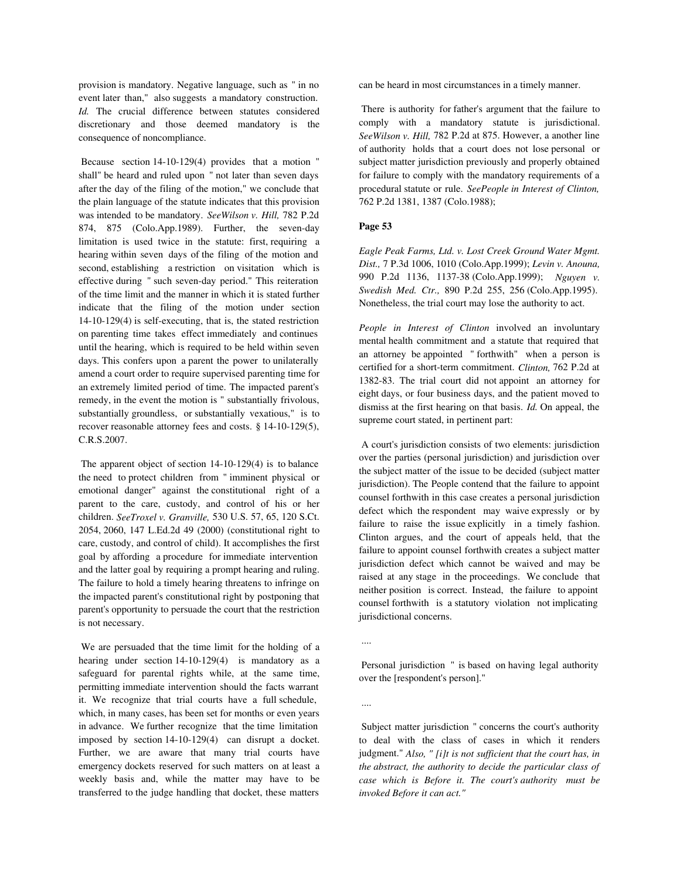provision is mandatory. Negative language, such as " in no event later than," also suggests a mandatory construction. *Id.* The crucial difference between statutes considered discretionary and those deemed mandatory is the consequence of noncompliance.

Because section 14-10-129(4) provides that a motion " shall" be heard and ruled upon " not later than seven days after the day of the filing of the motion," we conclude that the plain language of the statute indicates that this provision was intended to be mandatory. *SeeWilson v. Hill,* 782 P.2d 874, 875 (Colo.App.1989). Further, the seven-day limitation is used twice in the statute: first, requiring a hearing within seven days of the filing of the motion and second, establishing a restriction on visitation which is effective during " such seven-day period." This reiteration of the time limit and the manner in which it is stated further indicate that the filing of the motion under section 14-10-129(4) is self-executing, that is, the stated restriction on parenting time takes effect immediately and continues until the hearing, which is required to be held within seven days. This confers upon a parent the power to unilaterally amend a court order to require supervised parenting time for an extremely limited period of time. The impacted parent's remedy, in the event the motion is " substantially frivolous, substantially groundless, or substantially vexatious," is to recover reasonable attorney fees and costs. § 14-10-129(5), C.R.S.2007.

The apparent object of section 14-10-129(4) is to balance the need to protect children from " imminent physical or emotional danger" against the constitutional right of a parent to the care, custody, and control of his or her children. *SeeTroxel v. Granville,* 530 U.S. 57, 65, 120 S.Ct. 2054, 2060, 147 L.Ed.2d 49 (2000) (constitutional right to care, custody, and control of child). It accomplishes the first goal by affording a procedure for immediate intervention and the latter goal by requiring a prompt hearing and ruling. The failure to hold a timely hearing threatens to infringe on the impacted parent's constitutional right by postponing that parent's opportunity to persuade the court that the restriction is not necessary.

We are persuaded that the time limit for the holding of a hearing under section 14-10-129(4) is mandatory as a safeguard for parental rights while, at the same time, permitting immediate intervention should the facts warrant it. We recognize that trial courts have a full schedule, which, in many cases, has been set for months or even years in advance. We further recognize that the time limitation imposed by section 14-10-129(4) can disrupt a docket. Further, we are aware that many trial courts have emergency dockets reserved for such matters on at least a weekly basis and, while the matter may have to be transferred to the judge handling that docket, these matters can be heard in most circumstances in a timely manner.

There is authority for father's argument that the failure to comply with a mandatory statute is jurisdictional. *SeeWilson v. Hill,* 782 P.2d at 875. However, a another line of authority holds that a court does not lose personal or subject matter jurisdiction previously and properly obtained for failure to comply with the mandatory requirements of a procedural statute or rule. *SeePeople in Interest of Clinton,* 762 P.2d 1381, 1387 (Colo.1988);

**Page 53**

*Eagle Peak Farms, Ltd. v. Lost Creek Ground Water Mgmt. Dist.,* 7 P.3d 1006, 1010 (Colo.App.1999); *Levin v. Anouna,* 990 P.2d 1136, 1137-38 (Colo.App.1999); *Nguyen v. Swedish Med. Ctr.,* 890 P.2d 255, 256 (Colo.App.1995). Nonetheless, the trial court may lose the authority to act.

*People in Interest of Clinton* involved an involuntary mental health commitment and a statute that required that an attorney be appointed " forthwith" when a person is certified for a short-term commitment. *Clinton,* 762 P.2d at 1382-83. The trial court did not appoint an attorney for eight days, or four business days, and the patient moved to dismiss at the first hearing on that basis. *Id.* On appeal, the supreme court stated, in pertinent part:

A court's jurisdiction consists of two elements: jurisdiction over the parties (personal jurisdiction) and jurisdiction over the subject matter of the issue to be decided (subject matter jurisdiction). The People contend that the failure to appoint counsel forthwith in this case creates a personal jurisdiction defect which the respondent may waive expressly or by failure to raise the issue explicitly in a timely fashion. Clinton argues, and the court of appeals held, that the failure to appoint counsel forthwith creates a subject matter jurisdiction defect which cannot be waived and may be raised at any stage in the proceedings. We conclude that neither position is correct. Instead, the failure to appoint counsel forthwith is a statutory violation not implicating jurisdictional concerns.

....

Personal jurisdiction " is based on having legal authority over the [respondent's person]."

....

Subject matter jurisdiction " concerns the court's authority to deal with the class of cases in which it renders judgment." *Also, " [i]t is not sufficient that the court has, in the abstract, the authority to decide the particular class of case which is Before it. The court's authority must be invoked Before it can act."*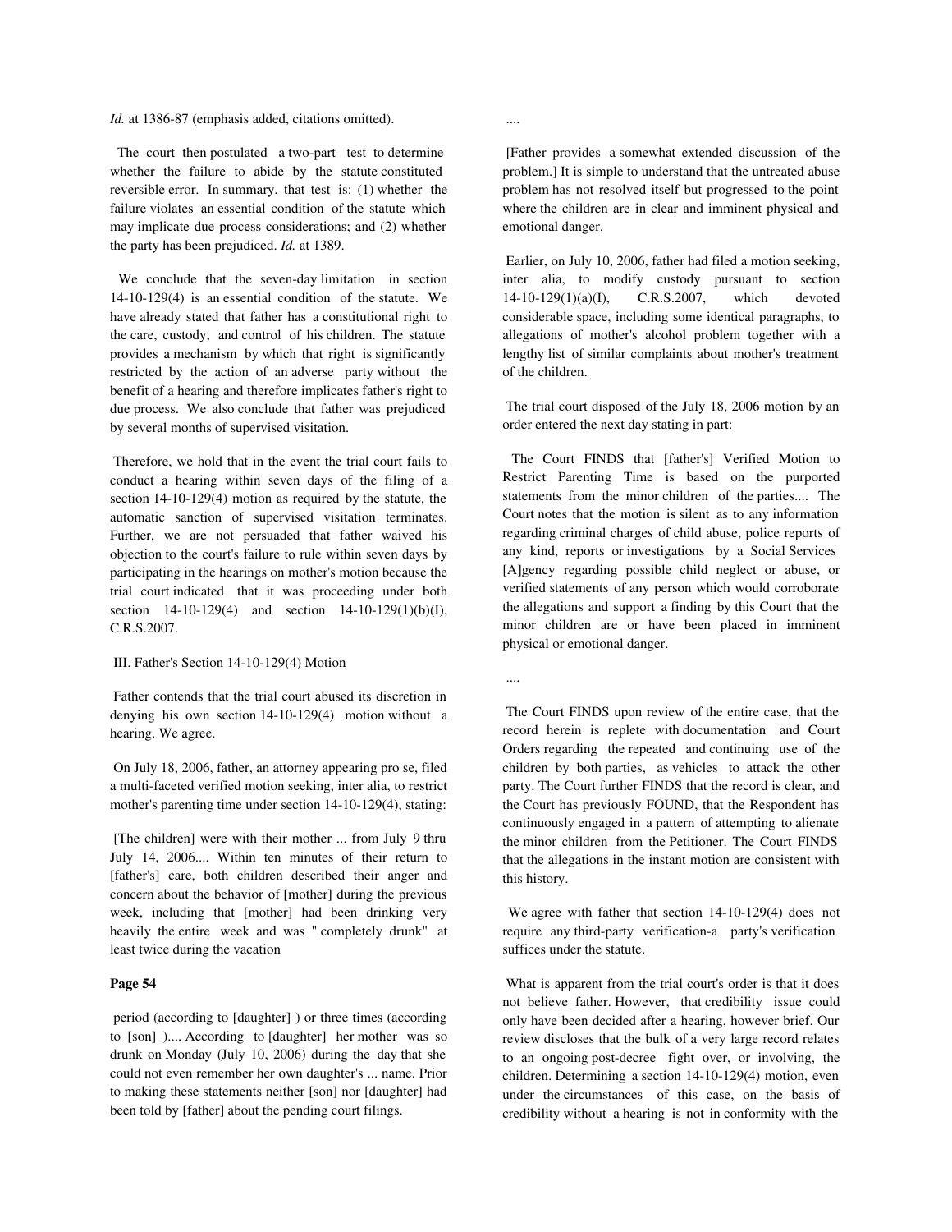*Id.* at 1386-87 (emphasis added, citations omitted).

The court then postulated a two-part test to determine whether the failure to abide by the statute constituted reversible error. In summary, that test is: (1) whether the failure violates an essential condition of the statute which may implicate due process considerations; and (2) whether the party has been prejudiced. *Id.* at 1389.

We conclude that the seven-day limitation in section 14-10-129(4) is an essential condition of the statute. We have already stated that father has a constitutional right to the care, custody, and control of his children. The statute provides a mechanism by which that right is significantly restricted by the action of an adverse party without the benefit of a hearing and therefore implicates father's right to due process. We also conclude that father was prejudiced by several months of supervised visitation.

Therefore, we hold that in the event the trial court fails to conduct a hearing within seven days of the filing of a section 14-10-129(4) motion as required by the statute, the automatic sanction of supervised visitation terminates. Further, we are not persuaded that father waived his objection to the court's failure to rule within seven days by participating in the hearings on mother's motion because the trial court indicated that it was proceeding under both section 14-10-129(4) and section 14-10-129(1)(b)(I), C.R.S.2007.

III. Father's Section 14-10-129(4) Motion

Father contends that the trial court abused its discretion in denying his own section 14-10-129(4) motion without a hearing. We agree.

On July 18, 2006, father, an attorney appearing pro se, filed a multi-faceted verified motion seeking, inter alia, to restrict mother's parenting time under section 14-10-129(4), stating:

> [The children] were with their mother ... from July 9 thru July 14, 2006.... Within ten minutes of their return to [father's] care, both children described their anger and concern about the behavior of [mother] during the previous week, including that [mother] had been drinking very heavily the entire week and was " completely drunk" at least twice during the vacation

**Page 54**

> period (according to [daughter] ) or three times (according to [son] ).... According to [daughter] her mother was so drunk on Monday (July 10, 2006) during the day that she could not even remember her own daughter's ... name. Prior to making these statements neither [son] nor [daughter] had been told by [father] about the pending court filings.
>
> ....
>
> [Father provides a somewhat extended discussion of the problem.] It is simple to understand that the untreated abuse problem has not resolved itself but progressed to the point where the children are in clear and imminent physical and emotional danger.

Earlier, on July 10, 2006, father had filed a motion seeking, inter alia, to modify custody pursuant to section 14-10-129(1)(a)(I), C.R.S.2007, which devoted considerable space, including some identical paragraphs, to allegations of mother's alcohol problem together with a lengthy list of similar complaints about mother's treatment of the children.

The trial court disposed of the July 18, 2006 motion by an order entered the next day stating in part:

> The Court FINDS that [father's] Verified Motion to Restrict Parenting Time is based on the purported statements from the minor children of the parties.... The Court notes that the motion is silent as to any information regarding criminal charges of child abuse, police reports of any kind, reports or investigations by a Social Services [A]gency regarding possible child neglect or abuse, or verified statements of any person which would corroborate the allegations and support a finding by this Court that the minor children are or have been placed in imminent physical or emotional danger.
>
> ....
>
> The Court FINDS upon review of the entire case, that the record herein is replete with documentation and Court Orders regarding the repeated and continuing use of the children by both parties, as vehicles to attack the other party. The Court further FINDS that the record is clear, and the Court has previously FOUND, that the Respondent has continuously engaged in a pattern of attempting to alienate the minor children from the Petitioner. The Court FINDS that the allegations in the instant motion are consistent with this history.

We agree with father that section 14-10-129(4) does not require any third-party verification-a party's verification suffices under the statute.

What is apparent from the trial court's order is that it does not believe father. However, that credibility issue could only have been decided after a hearing, however brief. Our review discloses that the bulk of a very large record relates to an ongoing post-decree fight over, or involving, the children. Determining a section 14-10-129(4) motion, even under the circumstances of this case, on the basis of credibility without a hearing is not in conformity with the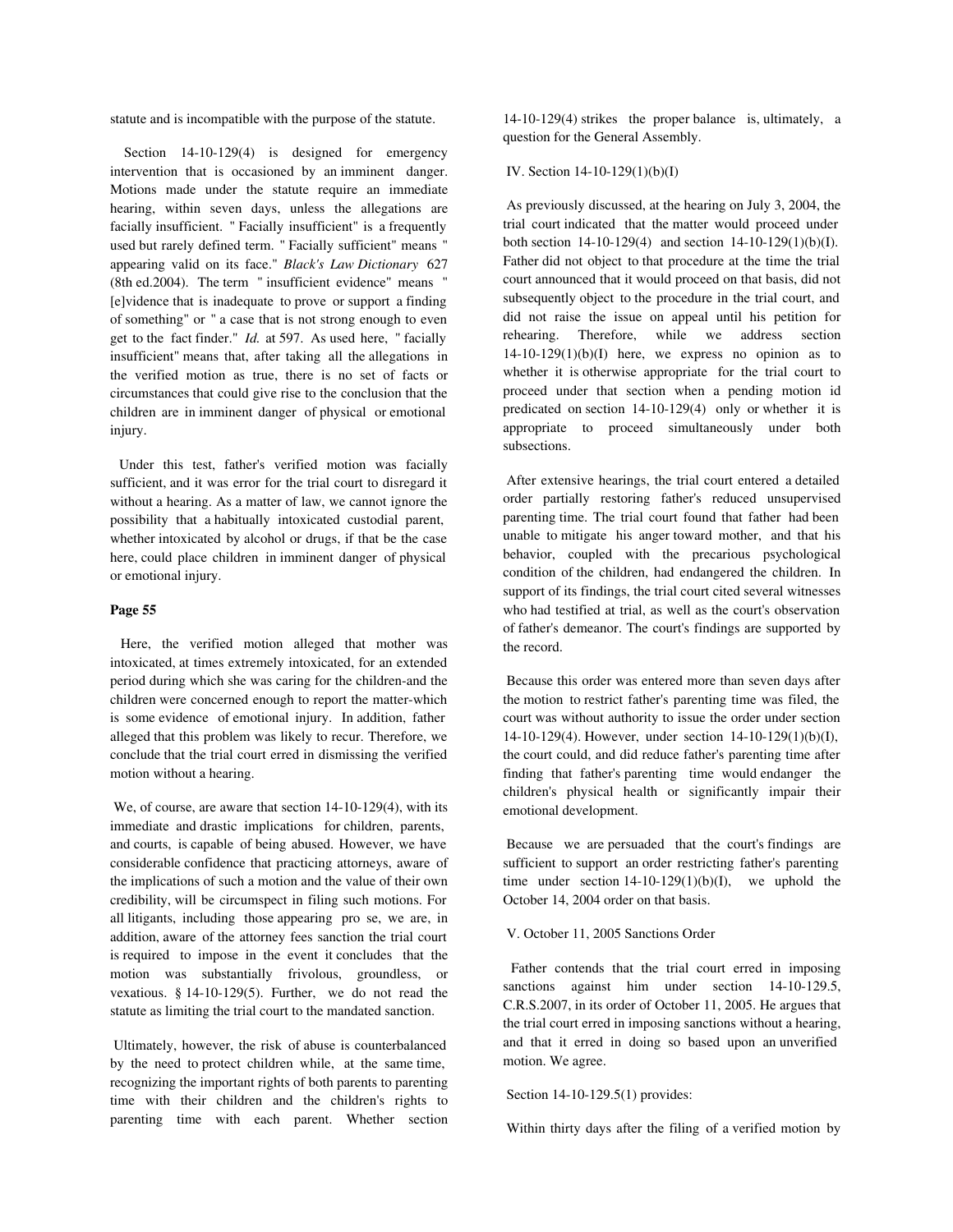statute and is incompatible with the purpose of the statute.

Section 14-10-129(4) is designed for emergency intervention that is occasioned by an imminent danger. Motions made under the statute require an immediate hearing, within seven days, unless the allegations are facially insufficient. " Facially insufficient" is a frequently used but rarely defined term. " Facially sufficient" means " appearing valid on its face." *Black's Law Dictionary* 627 (8th ed.2004). The term " insufficient evidence" means " [e]vidence that is inadequate to prove or support a finding of something" or " a case that is not strong enough to even get to the fact finder." *Id.* at 597. As used here, " facially insufficient" means that, after taking all the allegations in the verified motion as true, there is no set of facts or circumstances that could give rise to the conclusion that the children are in imminent danger of physical or emotional injury.

Under this test, father's verified motion was facially sufficient, and it was error for the trial court to disregard it without a hearing. As a matter of law, we cannot ignore the possibility that a habitually intoxicated custodial parent, whether intoxicated by alcohol or drugs, if that be the case here, could place children in imminent danger of physical or emotional injury.

**Page 55**

Here, the verified motion alleged that mother was intoxicated, at times extremely intoxicated, for an extended period during which she was caring for the children-and the children were concerned enough to report the matter-which is some evidence of emotional injury. In addition, father alleged that this problem was likely to recur. Therefore, we conclude that the trial court erred in dismissing the verified motion without a hearing.

We, of course, are aware that section 14-10-129(4), with its immediate and drastic implications for children, parents, and courts, is capable of being abused. However, we have considerable confidence that practicing attorneys, aware of the implications of such a motion and the value of their own credibility, will be circumspect in filing such motions. For all litigants, including those appearing pro se, we are, in addition, aware of the attorney fees sanction the trial court is required to impose in the event it concludes that the motion was substantially frivolous, groundless, or vexatious. § 14-10-129(5). Further, we do not read the statute as limiting the trial court to the mandated sanction.

Ultimately, however, the risk of abuse is counterbalanced by the need to protect children while, at the same time, recognizing the important rights of both parents to parenting time with their children and the children's rights to parenting time with each parent. Whether section 14-10-129(4) strikes the proper balance is, ultimately, a question for the General Assembly.

## IV. Section 14-10-129(1)(b)(I)

As previously discussed, at the hearing on July 3, 2004, the trial court indicated that the matter would proceed under both section 14-10-129(4) and section 14-10-129(1)(b)(I). Father did not object to that procedure at the time the trial court announced that it would proceed on that basis, did not subsequently object to the procedure in the trial court, and did not raise the issue on appeal until his petition for rehearing. Therefore, while we address section 14-10-129(1)(b)(I) here, we express no opinion as to whether it is otherwise appropriate for the trial court to proceed under that section when a pending motion id predicated on section 14-10-129(4) only or whether it is appropriate to proceed simultaneously under both subsections.

After extensive hearings, the trial court entered a detailed order partially restoring father's reduced unsupervised parenting time. The trial court found that father had been unable to mitigate his anger toward mother, and that his behavior, coupled with the precarious psychological condition of the children, had endangered the children. In support of its findings, the trial court cited several witnesses who had testified at trial, as well as the court's observation of father's demeanor. The court's findings are supported by the record.

Because this order was entered more than seven days after the motion to restrict father's parenting time was filed, the court was without authority to issue the order under section 14-10-129(4). However, under section 14-10-129(1)(b)(I), the court could, and did reduce father's parenting time after finding that father's parenting time would endanger the children's physical health or significantly impair their emotional development.

Because we are persuaded that the court's findings are sufficient to support an order restricting father's parenting time under section 14-10-129(1)(b)(I), we uphold the October 14, 2004 order on that basis.

## V. October 11, 2005 Sanctions Order

Father contends that the trial court erred in imposing sanctions against him under section 14-10-129.5, C.R.S.2007, in its order of October 11, 2005. He argues that the trial court erred in imposing sanctions without a hearing, and that it erred in doing so based upon an unverified motion. We agree.

Section 14-10-129.5(1) provides:

Within thirty days after the filing of a verified motion by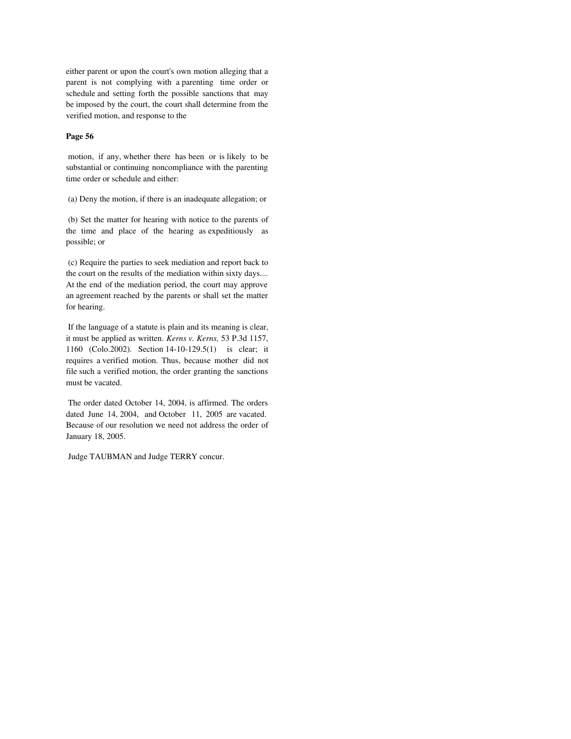either parent or upon the court's own motion alleging that a parent is not complying with a parenting time order or schedule and setting forth the possible sanctions that may be imposed by the court, the court shall determine from the verified motion, and response to the

**Page 56**

motion, if any, whether there has been or is likely to be substantial or continuing noncompliance with the parenting time order or schedule and either:

(a) Deny the motion, if there is an inadequate allegation; or

(b) Set the matter for hearing with notice to the parents of the time and place of the hearing as expeditiously as possible; or

(c) Require the parties to seek mediation and report back to the court on the results of the mediation within sixty days.... At the end of the mediation period, the court may approve an agreement reached by the parents or shall set the matter for hearing.

If the language of a statute is plain and its meaning is clear, it must be applied as written. *Kerns v. Kerns,* 53 P.3d 1157, 1160 (Colo.2002). Section 14-10-129.5(1) is clear; it requires a verified motion. Thus, because mother did not file such a verified motion, the order granting the sanctions must be vacated.

The order dated October 14, 2004, is affirmed. The orders dated June 14, 2004, and October 11, 2005 are vacated. Because of our resolution we need not address the order of January 18, 2005.

Judge TAUBMAN and Judge TERRY concur.